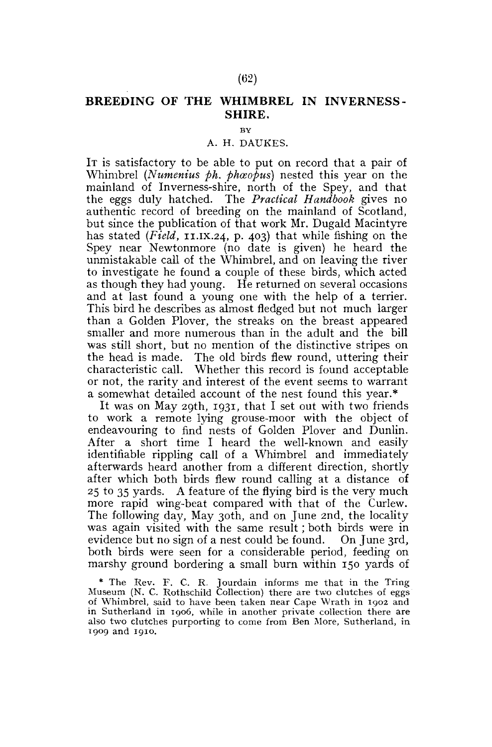# BREEDING OF THE WHIMBREL IN INVERNESS-SHIRE.

BY

A. H. DAUKES.

It is satisfactory to be able to put on record that a pair of Whimbrel (*Numenius ph. phæopus*) nested this year on the mainland of Inverness-shire, north of the Spey, and that the eggs duly hatched. The *Practical Handbook* gives no authentic record of breeding on the mainland of Scotland, but since the publication of that work Mr. Dugald Macintyre has stated (*Field*, 11.IX.24, p. 403) that while fishing on the Spey near Newtonmore (no date is given) he heard the unmistakable call of the Whimbrel, and on leaving the river to investigate he found a couple of these birds, which acted as though they had young. He returned on several occasions and at last found a young one with the help of a terrier. This bird he describes as almost fledged but not much larger than a Golden Plover, the streaks on the breast appeared smaller and more numerous than in the adult and the bill was still short, but no mention of the distinctive stripes on the head is made. The old birds flew round, uttering their characteristic call. Whether this record is found acceptable or not, the rarity and interest of the event seems to warrant a somewhat detailed account of the nest found this year.*

It was on May 29th, 1931, that I set out with two friends to work a remote lying grouse-moor with the object of endeavouring to find nests of Golden Plover and Dunlin. After a short time I heard the well-known and easily identifiable rippling call of a Whimbrel and immediately afterwards heard another from a different direction, shortly after which both birds flew round calling at a distance of 25 to 35 yards. A feature of the flying bird is the very much more rapid wing-beat compared with that of the Curlew. The following day, May 30th, and on June 2nd, the locality was again visited with the same result; both birds were in evidence but no sign of a nest could be found. On June 3rd, both birds were seen for a considerable period, feeding on marshy ground bordering a small burn within 150 yards of

\* The Rev. F. C. R. Jourdain informs me that in the Tring Museum (N. C. Rothschild Collection) there are two clutches of eggs of Whimbrel, said to have been taken near Cape Wrath in 1902 and in Sutherland in 1906, while in another private collection there are also two clutches purporting to come from Ben More, Sutherland, in 1909 and 1910.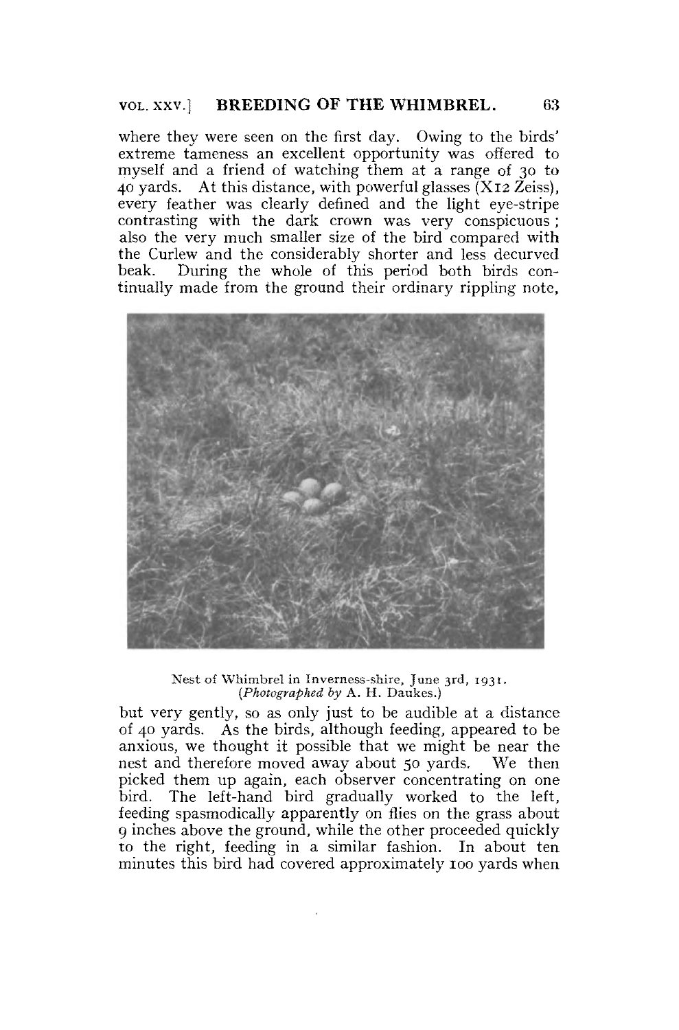where they were seen on the first day. Owing to the birds' extreme tameness an excellent opportunity was offered to myself and a friend of watching them at a range of 30 to 40 yards. At this distance, with powerful glasses (X12 Zeiss), every feather was clearly defined and the light eye-stripe contrasting with the dark crown was very conspicuous; also the very much smaller size of the bird compared with the Curlew and the considerably shorter and less decurved beak. During the whole of this period both birds continually made from the ground their ordinary rippling note,

Nest of Whimbrel in Inverness-shire, June 3rd, 1931.
(*Photographed by* A. H. Daukes.)

but very gently, so as only just to be audible at a distance of 40 yards. As the birds, although feeding, appeared to be anxious, we thought it possible that we might be near the nest and therefore moved away about 50 yards. We then picked them up again, each observer concentrating on one bird. The left-hand bird gradually worked to the left, feeding spasmodically apparently on flies on the grass about 9 inches above the ground, while the other proceeded quickly to the right, feeding in a similar fashion. In about ten minutes this bird had covered approximately 100 yards when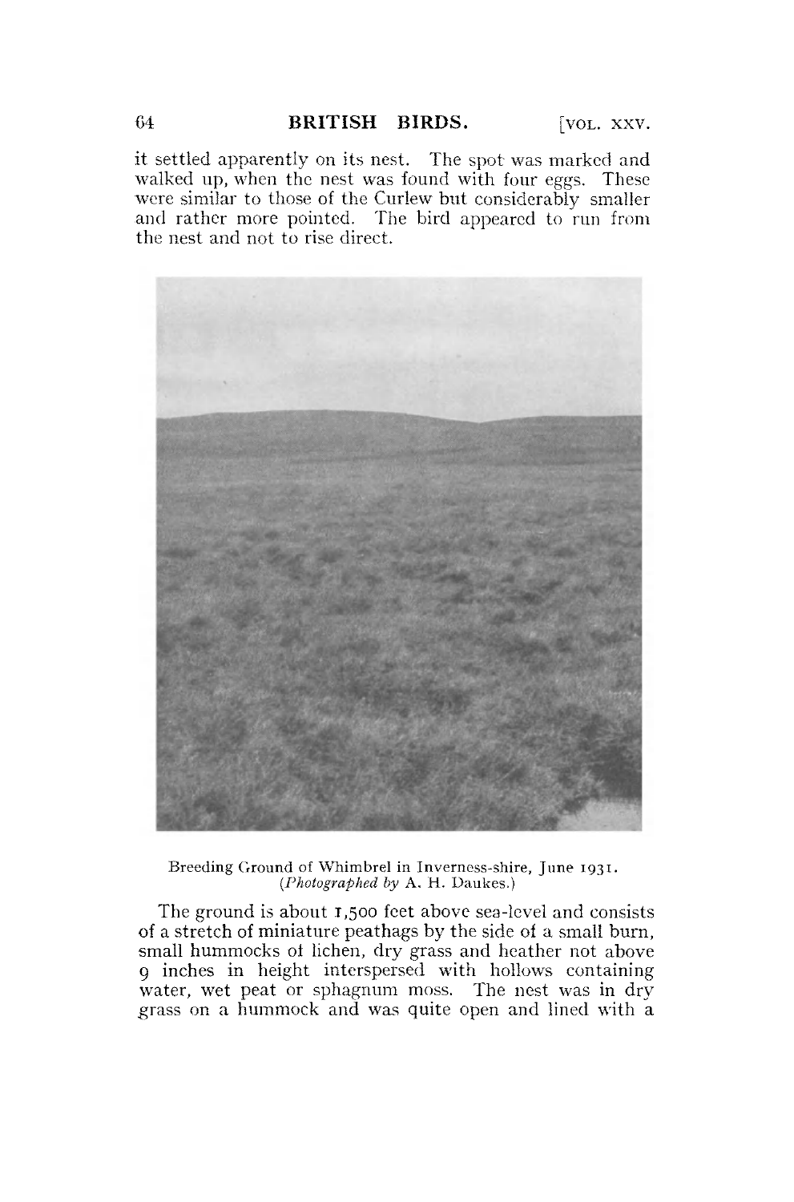it settled apparently on its nest. The spot was marked and walked up, when the nest was found with four eggs. These were similar to those of the Curlew but considerably smaller and rather more pointed. The bird appeared to run from the nest and not to rise direct.

Breeding Ground of Whimbrel in Inverness-shire, June 1931.
(*Photographed by* A. H. Daukes.)

The ground is about 1,500 feet above sea-level and consists of a stretch of miniature peathags by the side of a small burn, small hummocks of lichen, dry grass and heather not above 9 inches in height interspersed with hollows containing water, wet peat or sphagnum moss. The nest was in dry grass on a hummock and was quite open and lined with a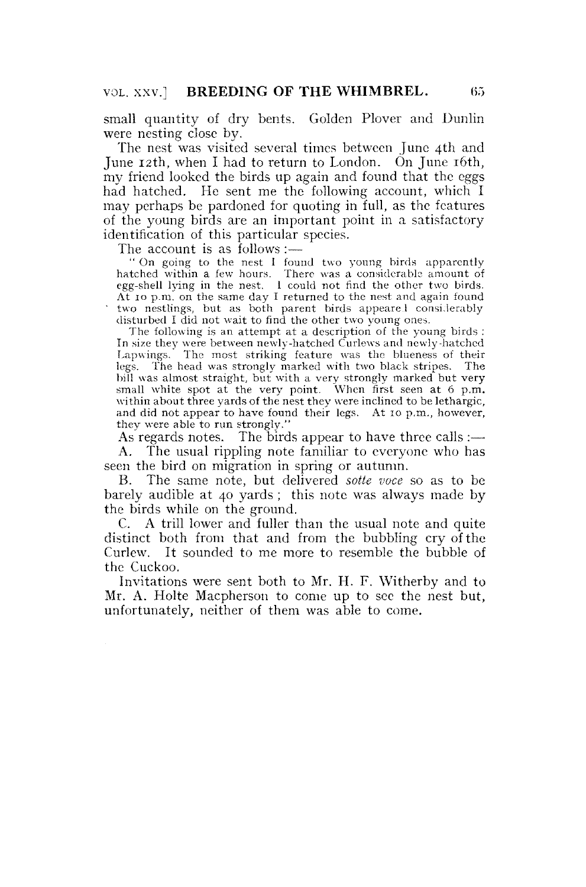small quantity of dry bents. Golden Plover and Dunlin were nesting close by.

The nest was visited several times between June 4th and June 12th, when I had to return to London. On June 16th, my friend looked the birds up again and found that the eggs had hatched. He sent me the following account, which I may perhaps be pardoned for quoting in full, as the features of the young birds are an important point in a satisfactory identification of this particular species.

The account is as follows:—

> "On going to the nest I found two young birds apparently hatched within a few hours. There was a considerable amount of egg-shell lying in the nest. I could not find the other two birds. At 10 p.m. on the same day I returned to the nest and again found two nestlings, but as both parent birds appeared considerably disturbed I did not wait to find the other two young ones.
>
> The following is an attempt at a description of the young birds: In size they were between newly-hatched Curlews and newly-hatched Lapwings. The most striking feature was the blueness of their legs. The head was strongly marked with two black stripes. The bill was almost straight, but with a very strongly marked but very small white spot at the very point. When first seen at 6 p.m. within about three yards of the nest they were inclined to be lethargic, and did not appear to have found their legs. At 10 p.m., however, they were able to run strongly."

As regards notes. The birds appear to have three calls:—

A. The usual rippling note familiar to everyone who has seen the bird on migration in spring or autumn.

B. The same note, but delivered *sotte voce* so as to be barely audible at 40 yards; this note was always made by the birds while on the ground.

C. A trill lower and fuller than the usual note and quite distinct both from that and from the bubbling cry of the Curlew. It sounded to me more to resemble the bubble of the Cuckoo.

Invitations were sent both to Mr. H. F. Witherby and to Mr. A. Holte Macpherson to come up to see the nest but, unfortunately, neither of them was able to come.